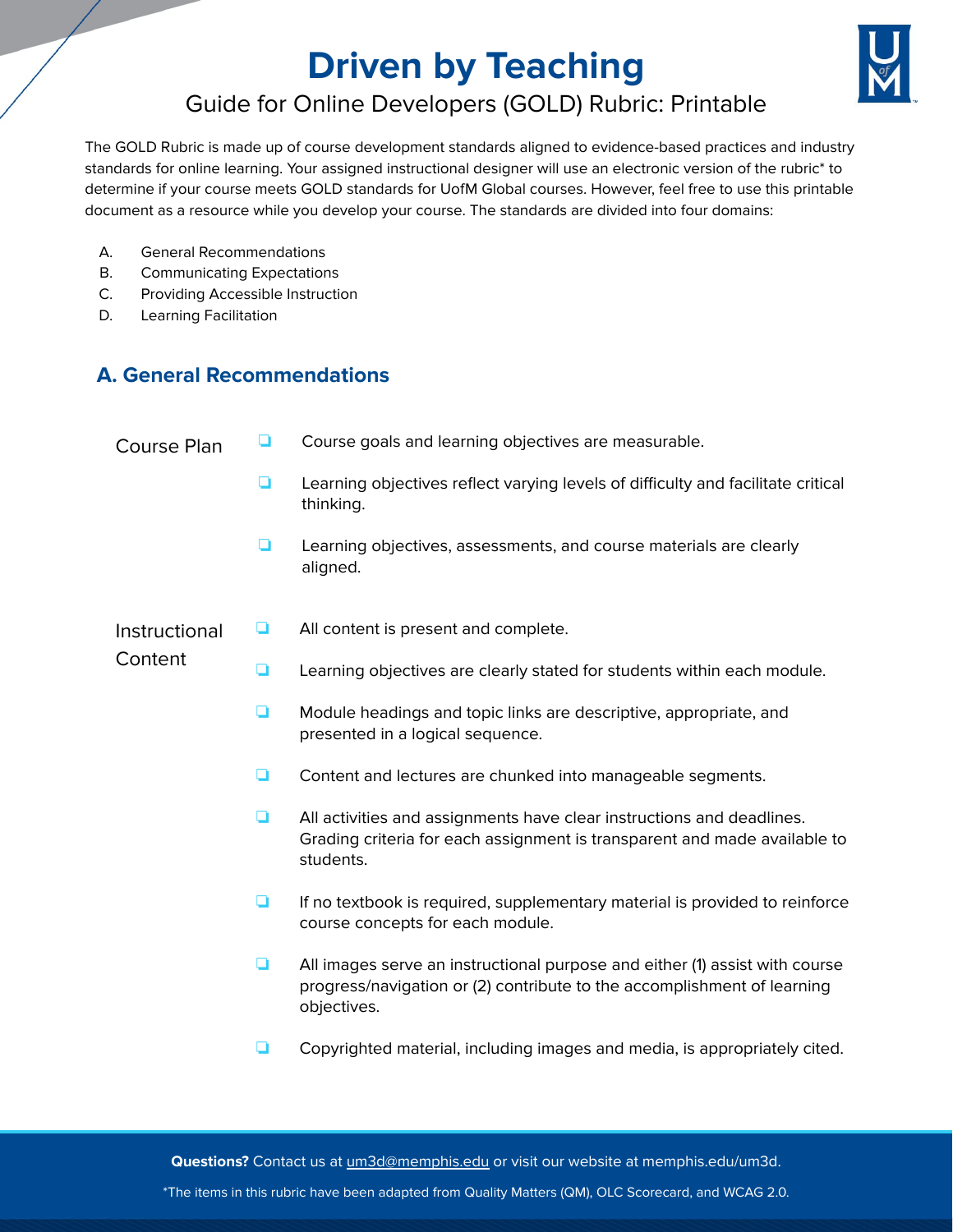# Driven by Teaching

## Guide for Online Developers (GOLD) Rubric: Printable

The GOLD Rubric is made up of course development standards aligned to evidence-based practices and industry standards for online learning. Your assigned instructional designer will use an electronic version of the rubric* to determine if your course meets GOLD standards for UofM Global courses. However, feel free to use this printable document as a resource while you develop your course. The standards are divided into four domains:

A. General Recommendations
B. Communicating Expectations
C. Providing Accessible Instruction
D. Learning Facilitation

## A. General Recommendations

### Course Plan

- ❑ Course goals and learning objectives are measurable.
- ❑ Learning objectives reflect varying levels of difficulty and facilitate critical thinking.
- ❑ Learning objectives, assessments, and course materials are clearly aligned.

### Instructional Content

- ❑ All content is present and complete.
- ❑ Learning objectives are clearly stated for students within each module.
- ❑ Module headings and topic links are descriptive, appropriate, and presented in a logical sequence.
- ❑ Content and lectures are chunked into manageable segments.
- ❑ All activities and assignments have clear instructions and deadlines. Grading criteria for each assignment is transparent and made available to students.
- ❑ If no textbook is required, supplementary material is provided to reinforce course concepts for each module.
- ❑ All images serve an instructional purpose and either (1) assist with course progress/navigation or (2) contribute to the accomplishment of learning objectives.
- ❑ Copyrighted material, including images and media, is appropriately cited.

**Questions?** Contact us at um3d@memphis.edu or visit our website at memphis.edu/um3d.

*The items in this rubric have been adapted from Quality Matters (QM), OLC Scorecard, and WCAG 2.0.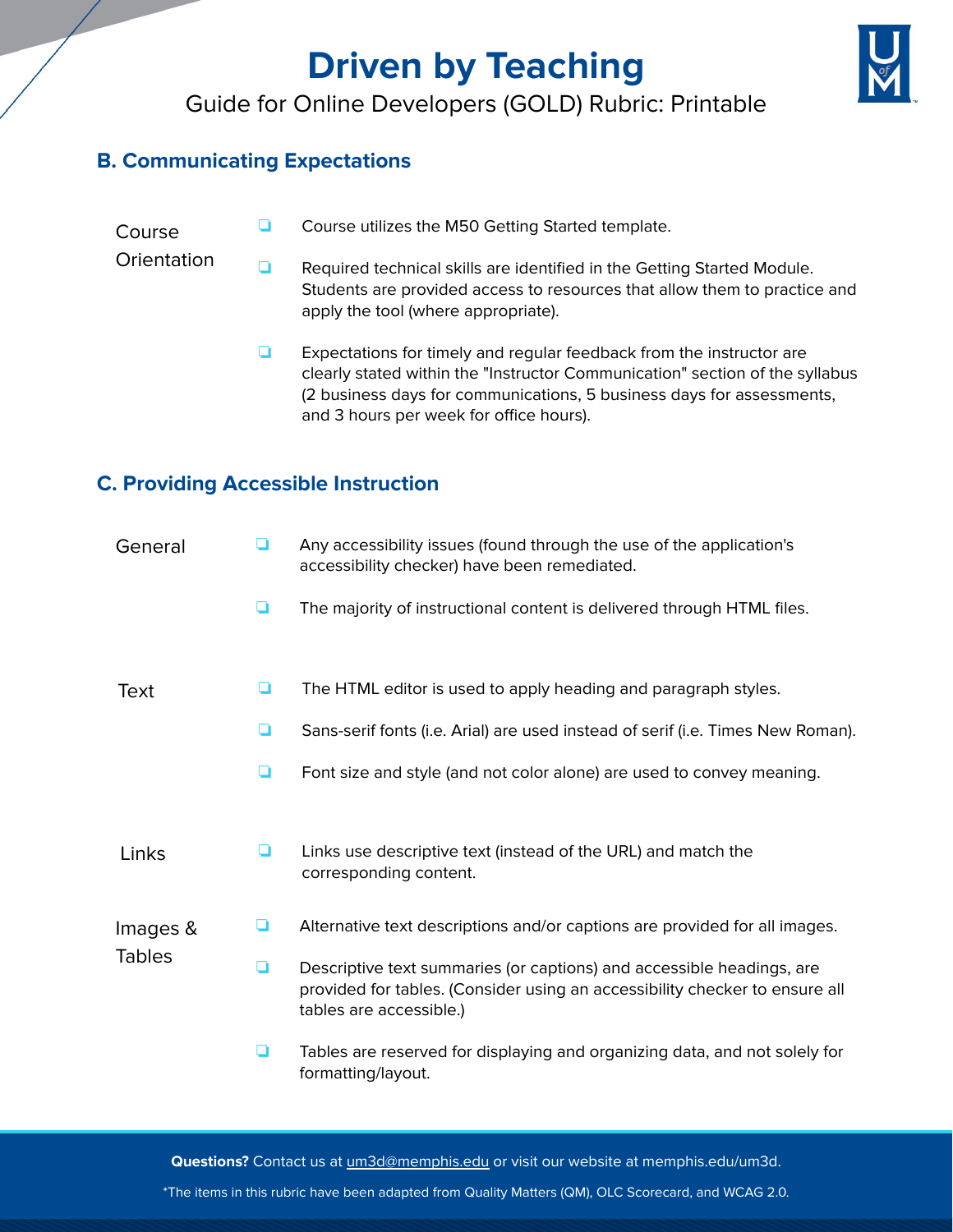# Driven by Teaching

Guide for Online Developers (GOLD) Rubric: Printable

## B. Communicating Expectations

### Course Orientation

- ❏ Course utilizes the M50 Getting Started template.
- ❏ Required technical skills are identified in the Getting Started Module. Students are provided access to resources that allow them to practice and apply the tool (where appropriate).
- ❏ Expectations for timely and regular feedback from the instructor are clearly stated within the "Instructor Communication" section of the syllabus (2 business days for communications, 5 business days for assessments, and 3 hours per week for office hours).

## C. Providing Accessible Instruction

### General

- ❏ Any accessibility issues (found through the use of the application's accessibility checker) have been remediated.
- ❏ The majority of instructional content is delivered through HTML files.

### Text

- ❏ The HTML editor is used to apply heading and paragraph styles.
- ❏ Sans-serif fonts (i.e. Arial) are used instead of serif (i.e. Times New Roman).
- ❏ Font size and style (and not color alone) are used to convey meaning.

### Links

- ❏ Links use descriptive text (instead of the URL) and match the corresponding content.

### Images & Tables

- ❏ Alternative text descriptions and/or captions are provided for all images.
- ❏ Descriptive text summaries (or captions) and accessible headings, are provided for tables. (Consider using an accessibility checker to ensure all tables are accessible.)
- ❏ Tables are reserved for displaying and organizing data, and not solely for formatting/layout.

**Questions?** Contact us at um3d@memphis.edu or visit our website at memphis.edu/um3d.

*The items in this rubric have been adapted from Quality Matters (QM), OLC Scorecard, and WCAG 2.0.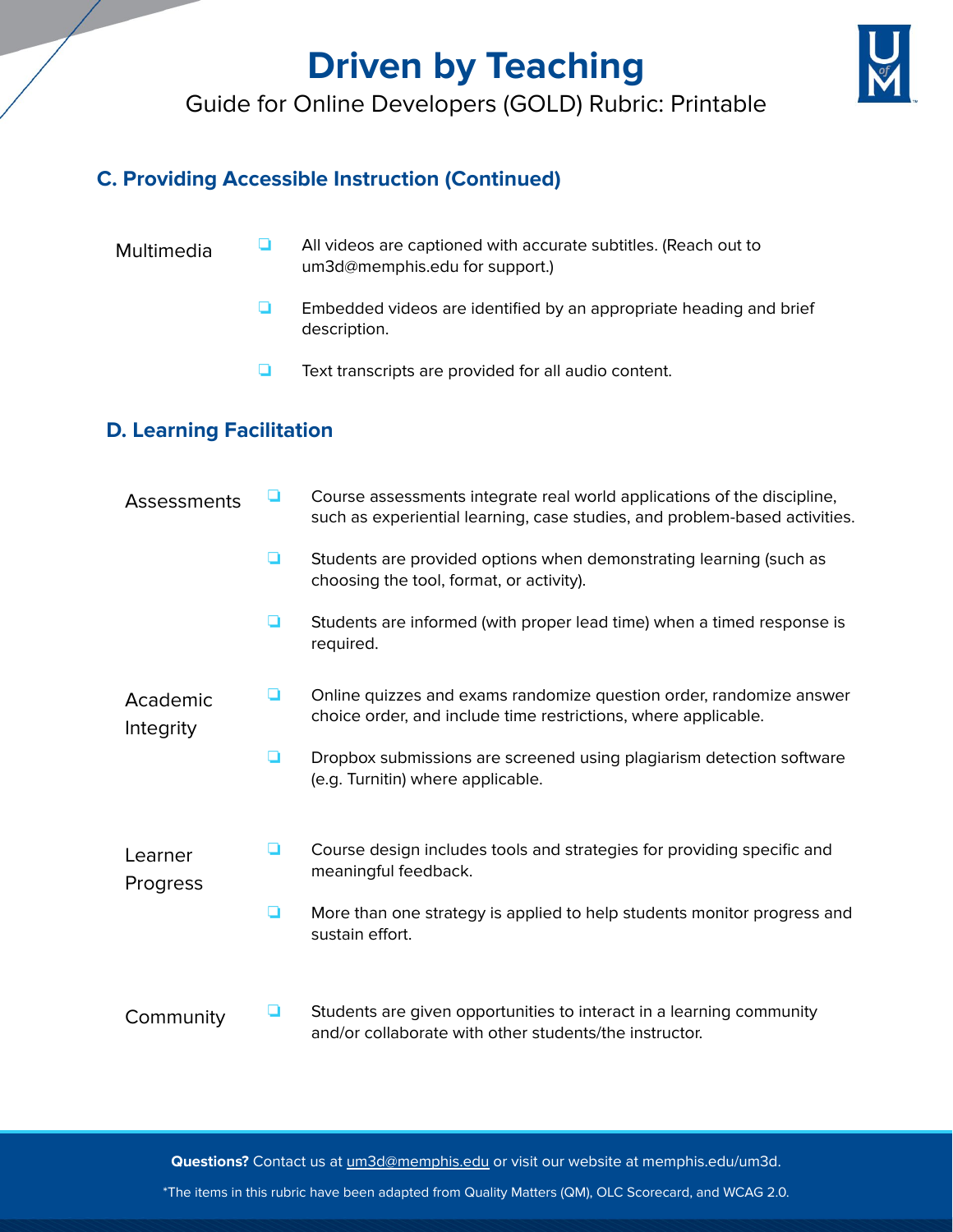# Driven by Teaching

Guide for Online Developers (GOLD) Rubric: Printable

## C. Providing Accessible Instruction (Continued)

**Multimedia**

- ❑ All videos are captioned with accurate subtitles. (Reach out to um3d@memphis.edu for support.)
- ❑ Embedded videos are identified by an appropriate heading and brief description.
- ❑ Text transcripts are provided for all audio content.

## D. Learning Facilitation

**Assessments**

- ❑ Course assessments integrate real world applications of the discipline, such as experiential learning, case studies, and problem-based activities.
- ❑ Students are provided options when demonstrating learning (such as choosing the tool, format, or activity).
- ❑ Students are informed (with proper lead time) when a timed response is required.

**Academic Integrity**

- ❑ Online quizzes and exams randomize question order, randomize answer choice order, and include time restrictions, where applicable.
- ❑ Dropbox submissions are screened using plagiarism detection software (e.g. Turnitin) where applicable.

**Learner Progress**

- ❑ Course design includes tools and strategies for providing specific and meaningful feedback.
- ❑ More than one strategy is applied to help students monitor progress and sustain effort.

**Community**

- ❑ Students are given opportunities to interact in a learning community and/or collaborate with other students/the instructor.

**Questions?** Contact us at um3d@memphis.edu or visit our website at memphis.edu/um3d.

*The items in this rubric have been adapted from Quality Matters (QM), OLC Scorecard, and WCAG 2.0.